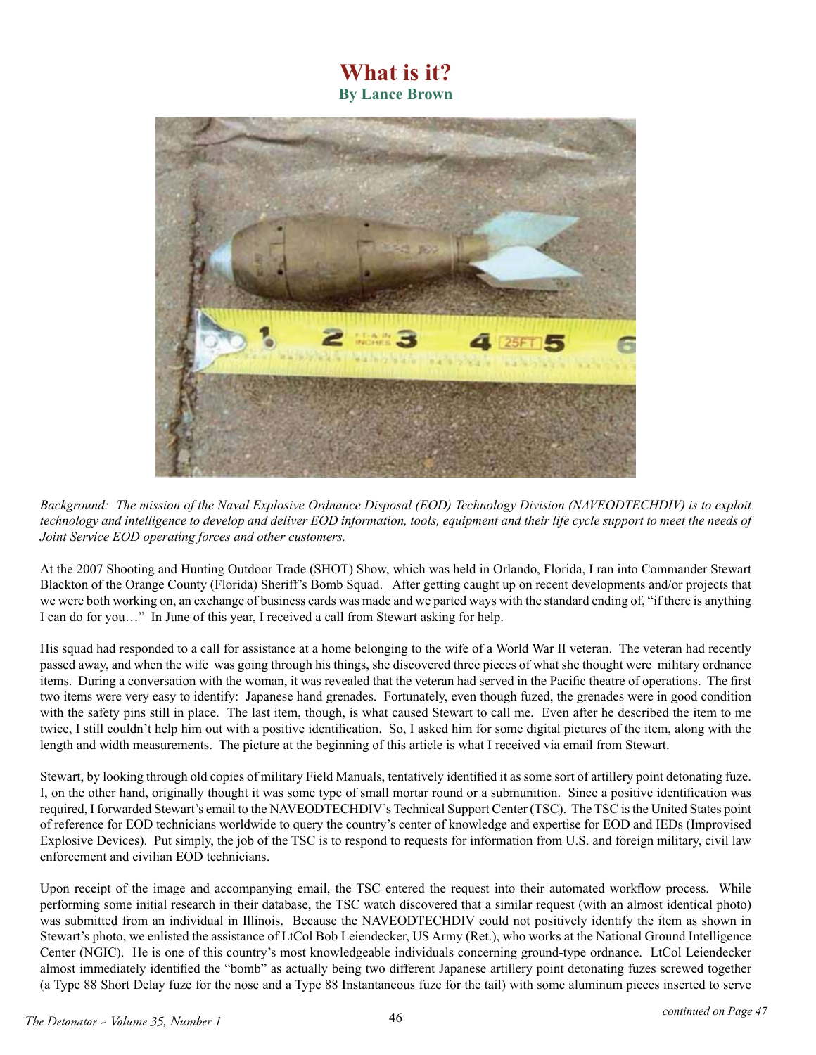# What is it?

**By Lance Brown**

*Background: The mission of the Naval Explosive Ordnance Disposal (EOD) Technology Division (NAVEODTECHDIV) is to exploit technology and intelligence to develop and deliver EOD information, tools, equipment and their life cycle support to meet the needs of Joint Service EOD operating forces and other customers.*

At the 2007 Shooting and Hunting Outdoor Trade (SHOT) Show, which was held in Orlando, Florida, I ran into Commander Stewart Blackton of the Orange County (Florida) Sheriff's Bomb Squad. After getting caught up on recent developments and/or projects that we were both working on, an exchange of business cards was made and we parted ways with the standard ending of, "if there is anything I can do for you…" In June of this year, I received a call from Stewart asking for help.

His squad had responded to a call for assistance at a home belonging to the wife of a World War II veteran. The veteran had recently passed away, and when the wife was going through his things, she discovered three pieces of what she thought were military ordnance items. During a conversation with the woman, it was revealed that the veteran had served in the Pacific theatre of operations. The first two items were very easy to identify: Japanese hand grenades. Fortunately, even though fuzed, the grenades were in good condition with the safety pins still in place. The last item, though, is what caused Stewart to call me. Even after he described the item to me twice, I still couldn't help him out with a positive identification. So, I asked him for some digital pictures of the item, along with the length and width measurements. The picture at the beginning of this article is what I received via email from Stewart.

Stewart, by looking through old copies of military Field Manuals, tentatively identified it as some sort of artillery point detonating fuze. I, on the other hand, originally thought it was some type of small mortar round or a submunition. Since a positive identification was required, I forwarded Stewart's email to the NAVEODTECHDIV's Technical Support Center (TSC). The TSC is the United States point of reference for EOD technicians worldwide to query the country's center of knowledge and expertise for EOD and IEDs (Improvised Explosive Devices). Put simply, the job of the TSC is to respond to requests for information from U.S. and foreign military, civil law enforcement and civilian EOD technicians.

Upon receipt of the image and accompanying email, the TSC entered the request into their automated workflow process. While performing some initial research in their database, the TSC watch discovered that a similar request (with an almost identical photo) was submitted from an individual in Illinois. Because the NAVEODTECHDIV could not positively identify the item as shown in Stewart's photo, we enlisted the assistance of LtCol Bob Leiendecker, US Army (Ret.), who works at the National Ground Intelligence Center (NGIC). He is one of this country's most knowledgeable individuals concerning ground-type ordnance. LtCol Leiendecker almost immediately identified the "bomb" as actually being two different Japanese artillery point detonating fuzes screwed together (a Type 88 Short Delay fuze for the nose and a Type 88 Instantaneous fuze for the tail) with some aluminum pieces inserted to serve

*continued on Page 47*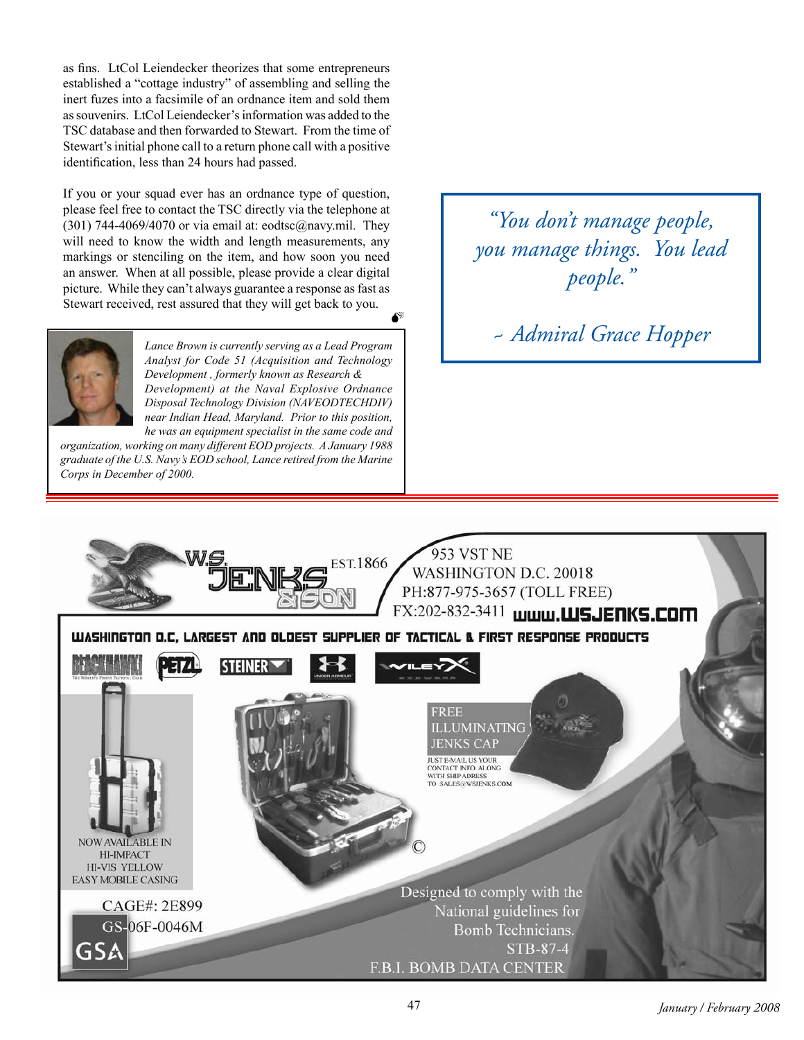as fins. LtCol Leiendecker theorizes that some entrepreneurs established a "cottage industry" of assembling and selling the inert fuzes into a facsimile of an ordnance item and sold them as souvenirs. LtCol Leiendecker's information was added to the TSC database and then forwarded to Stewart. From the time of Stewart's initial phone call to a return phone call with a positive identification, less than 24 hours had passed.

If you or your squad ever has an ordnance type of question, please feel free to contact the TSC directly via the telephone at (301) 744-4069/4070 or via email at: eodtsc@navy.mil. They will need to know the width and length measurements, any markings or stenciling on the item, and how soon you need an answer. When at all possible, please provide a clear digital picture. While they can't always guarantee a response as fast as Stewart received, rest assured that they will get back to you.

*Lance Brown is currently serving as a Lead Program Analyst for Code 51 (Acquisition and Technology Development , formerly known as Research & Development) at the Naval Explosive Ordnance Disposal Technology Division (NAVEODTECHDIV) near Indian Head, Maryland. Prior to this position, he was an equipment specialist in the same code and organization, working on many different EOD projects. A January 1988 graduate of the U.S. Navy's EOD school, Lance retired from the Marine Corps in December of 2000.*

> *"You don't manage people, you manage things. You lead people."*
>
> *- Admiral Grace Hopper*

W.S. JENKS & SON EST.1866

953 VST NE
WASHINGTON D.C. 20018
PH:877-975-3657 (TOLL FREE)
FX:202-832-3411 www.WSJENKS.COM

WASHINGTON D.C, LARGEST AND OLDEST SUPPLIER OF TACTICAL & FIRST RESPONSE PRODUCTS

BLACKHAWK! PETZL STEINER UNDER ARMOUR WILEY X

FREE ILLUMINATING JENKS CAP

JUST E-MAIL US YOUR CONTACT INFO. ALONG WITH SHIP ADRESS TO :SALES@WSJENKS.COM

NOW AVAILABLE IN HI-IMPACT HI-VIS YELLOW EASY MOBILE CASING

CAGE#: 2E899
GS-06F-0046M
GSA

Designed to comply with the National guidelines for Bomb Technicians. STB-87-4 F.B.I. BOMB DATA CENTER